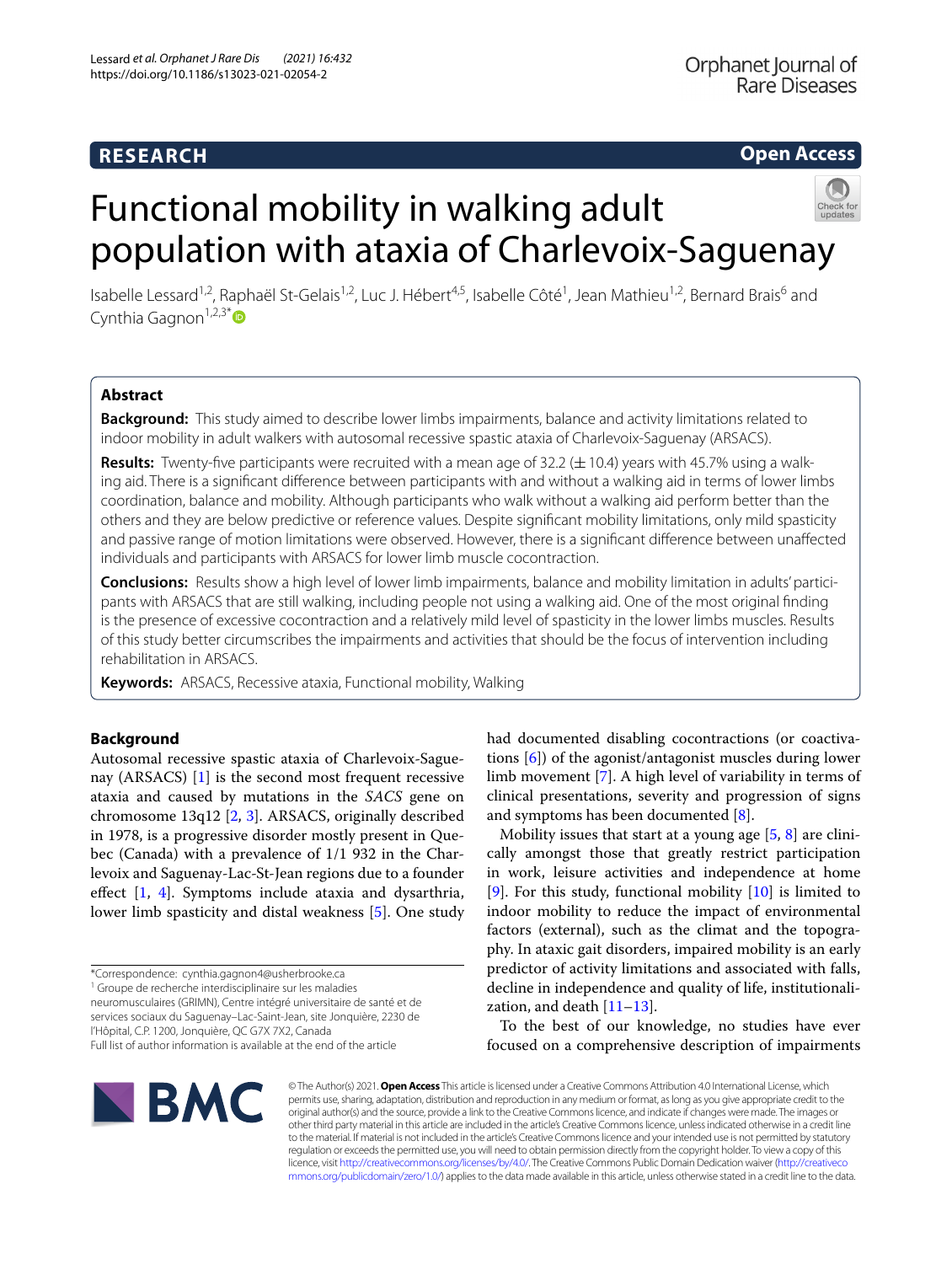# RESEARCH

# Functional mobility in walking adult population with ataxia of Charlevoix-Saguenay

Isabelle Lessard[1,2], Raphaël St-Gelais[1,2], Luc J. Hébert[4,5], Isabelle Côté[1], Jean Mathieu[1,2], Bernard Brais[6] and Cynthia Gagnon[1,2,3*]

## Abstract

**Background:** This study aimed to describe lower limbs impairments, balance and activity limitations related to indoor mobility in adult walkers with autosomal recessive spastic ataxia of Charlevoix-Saguenay (ARSACS).

**Results:** Twenty-five participants were recruited with a mean age of 32.2 (±10.4) years with 45.7% using a walking aid. There is a significant difference between participants with and without a walking aid in terms of lower limbs coordination, balance and mobility. Although participants who walk without a walking aid perform better than the others and they are below predictive or reference values. Despite significant mobility limitations, only mild spasticity and passive range of motion limitations were observed. However, there is a significant difference between unaffected individuals and participants with ARSACS for lower limb muscle cocontraction.

**Conclusions:** Results show a high level of lower limb impairments, balance and mobility limitation in adults' participants with ARSACS that are still walking, including people not using a walking aid. One of the most original finding is the presence of excessive cocontraction and a relatively mild level of spasticity in the lower limbs muscles. Results of this study better circumscribes the impairments and activities that should be the focus of intervention including rehabilitation in ARSACS.

**Keywords:** ARSACS, Recessive ataxia, Functional mobility, Walking

## Background

Autosomal recessive spastic ataxia of Charlevoix-Saguenay (ARSACS) [1] is the second most frequent recessive ataxia and caused by mutations in the *SACS* gene on chromosome 13q12 [2, 3]. ARSACS, originally described in 1978, is a progressive disorder mostly present in Quebec (Canada) with a prevalence of 1/1 932 in the Charlevoix and Saguenay-Lac-St-Jean regions due to a founder effect [1, 4]. Symptoms include ataxia and dysarthria, lower limb spasticity and distal weakness [5]. One study had documented disabling cocontractions (or coactivations [6]) of the agonist/antagonist muscles during lower limb movement [7]. A high level of variability in terms of clinical presentations, severity and progression of signs and symptoms has been documented [8].

Mobility issues that start at a young age [5, 8] are clinically amongst those that greatly restrict participation in work, leisure activities and independence at home [9]. For this study, functional mobility [10] is limited to indoor mobility to reduce the impact of environmental factors (external), such as the climat and the topography. In ataxic gait disorders, impaired mobility is an early predictor of activity limitations and associated with falls, decline in independence and quality of life, institutionalization, and death [11–13].

To the best of our knowledge, no studies have ever focused on a comprehensive description of impairments

*Correspondence: cynthia.gagnon4@usherbrooke.ca
[1] Groupe de recherche interdisciplinaire sur les maladies neuromusculaires (GRIMN), Centre intégré universitaire de santé et de services sociaux du Saguenay–Lac-Saint-Jean, site Jonquière, 2230 de l'Hôpital, C.P. 1200, Jonquière, QC G7X 7X2, Canada
Full list of author information is available at the end of the article

© The Author(s) 2021. **Open Access** This article is licensed under a Creative Commons Attribution 4.0 International License, which permits use, sharing, adaptation, distribution and reproduction in any medium or format, as long as you give appropriate credit to the original author(s) and the source, provide a link to the Creative Commons licence, and indicate if changes were made. The images or other third party material in this article are included in the article's Creative Commons licence, unless indicated otherwise in a credit line to the material. If material is not included in the article's Creative Commons licence and your intended use is not permitted by statutory regulation or exceeds the permitted use, you will need to obtain permission directly from the copyright holder. To view a copy of this licence, visit http://creativecommons.org/licenses/by/4.0/. The Creative Commons Public Domain Dedication waiver (http://creativecommons.org/publicdomain/zero/1.0/) applies to the data made available in this article, unless otherwise stated in a credit line to the data.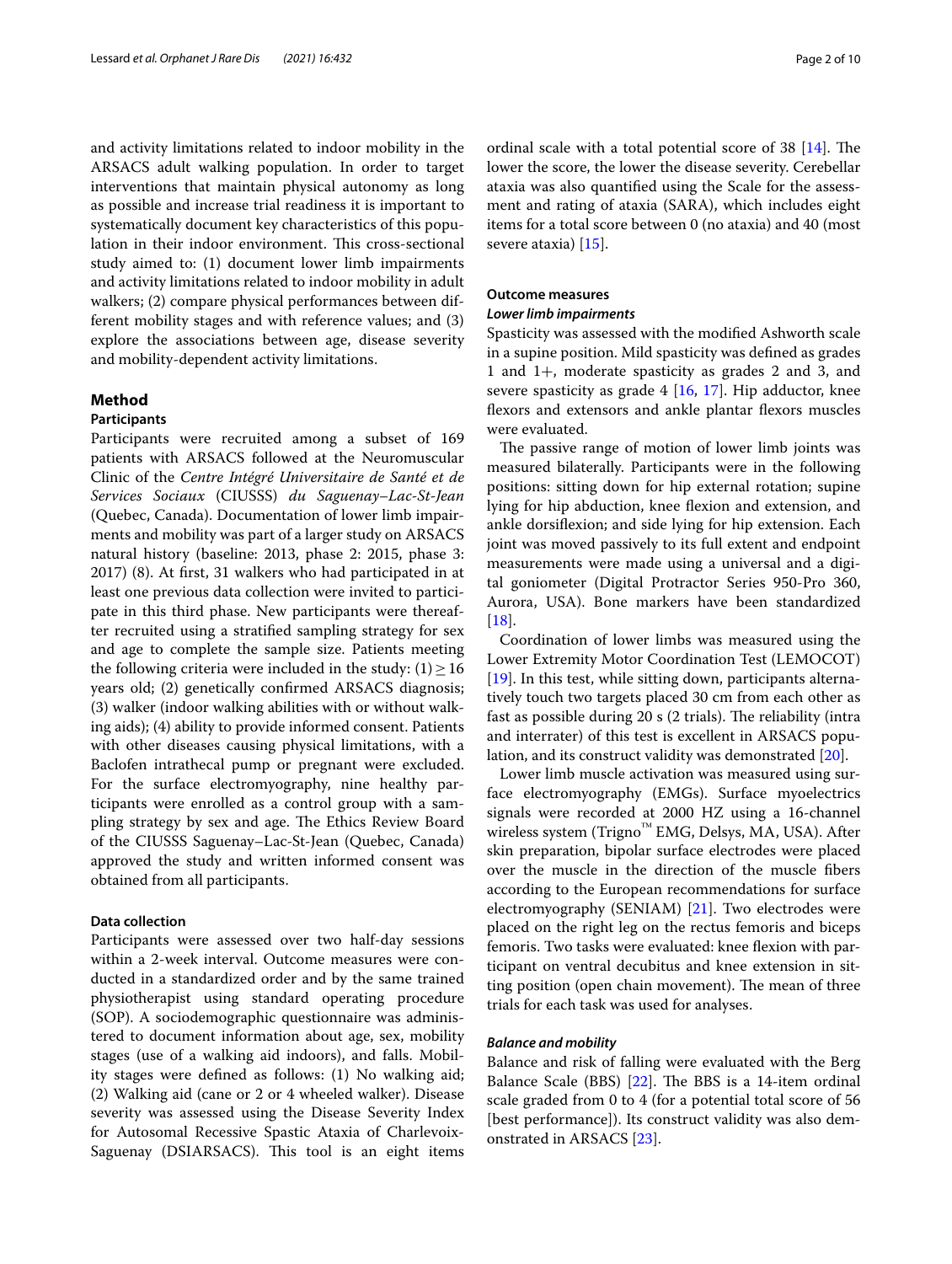and activity limitations related to indoor mobility in the ARSACS adult walking population. In order to target interventions that maintain physical autonomy as long as possible and increase trial readiness it is important to systematically document key characteristics of this population in their indoor environment. This cross-sectional study aimed to: (1) document lower limb impairments and activity limitations related to indoor mobility in adult walkers; (2) compare physical performances between different mobility stages and with reference values; and (3) explore the associations between age, disease severity and mobility-dependent activity limitations.

## Method

### Participants

Participants were recruited among a subset of 169 patients with ARSACS followed at the Neuromuscular Clinic of the *Centre Intégré Universitaire de Santé et de Services Sociaux* (CIUSSS) *du Saguenay–Lac-St-Jean* (Quebec, Canada). Documentation of lower limb impairments and mobility was part of a larger study on ARSACS natural history (baseline: 2013, phase 2: 2015, phase 3: 2017) (8). At first, 31 walkers who had participated in at least one previous data collection were invited to participate in this third phase. New participants were thereafter recruited using a stratified sampling strategy for sex and age to complete the sample size. Patients meeting the following criteria were included in the study: (1) $\geq 16$ years old; (2) genetically confirmed ARSACS diagnosis; (3) walker (indoor walking abilities with or without walking aids); (4) ability to provide informed consent. Patients with other diseases causing physical limitations, with a Baclofen intrathecal pump or pregnant were excluded. For the surface electromyography, nine healthy participants were enrolled as a control group with a sampling strategy by sex and age. The Ethics Review Board of the CIUSSS Saguenay–Lac-St-Jean (Quebec, Canada) approved the study and written informed consent was obtained from all participants.

### Data collection

Participants were assessed over two half-day sessions within a 2-week interval. Outcome measures were conducted in a standardized order and by the same trained physiotherapist using standard operating procedure (SOP). A sociodemographic questionnaire was administered to document information about age, sex, mobility stages (use of a walking aid indoors), and falls. Mobility stages were defined as follows: (1) No walking aid; (2) Walking aid (cane or 2 or 4 wheeled walker). Disease severity was assessed using the Disease Severity Index for Autosomal Recessive Spastic Ataxia of Charlevoix-Saguenay (DSIARSACS). This tool is an eight items ordinal scale with a total potential score of 38 [14]. The lower the score, the lower the disease severity. Cerebellar ataxia was also quantified using the Scale for the assessment and rating of ataxia (SARA), which includes eight items for a total score between 0 (no ataxia) and 40 (most severe ataxia) [15].

### Outcome measures

#### *Lower limb impairments*

Spasticity was assessed with the modified Ashworth scale in a supine position. Mild spasticity was defined as grades 1 and 1+, moderate spasticity as grades 2 and 3, and severe spasticity as grade 4 [16, 17]. Hip adductor, knee flexors and extensors and ankle plantar flexors muscles were evaluated.

The passive range of motion of lower limb joints was measured bilaterally. Participants were in the following positions: sitting down for hip external rotation; supine lying for hip abduction, knee flexion and extension, and ankle dorsiflexion; and side lying for hip extension. Each joint was moved passively to its full extent and endpoint measurements were made using a universal and a digital goniometer (Digital Protractor Series 950-Pro 360, Aurora, USA). Bone markers have been standardized [18].

Coordination of lower limbs was measured using the Lower Extremity Motor Coordination Test (LEMOCOT) [19]. In this test, while sitting down, participants alternatively touch two targets placed 30 cm from each other as fast as possible during 20 s (2 trials). The reliability (intra and interrater) of this test is excellent in ARSACS population, and its construct validity was demonstrated [20].

Lower limb muscle activation was measured using surface electromyography (EMGs). Surface myoelectrics signals were recorded at 2000 HZ using a 16-channel wireless system (Trigno™ EMG, Delsys, MA, USA). After skin preparation, bipolar surface electrodes were placed over the muscle in the direction of the muscle fibers according to the European recommendations for surface electromyography (SENIAM) [21]. Two electrodes were placed on the right leg on the rectus femoris and biceps femoris. Two tasks were evaluated: knee flexion with participant on ventral decubitus and knee extension in sitting position (open chain movement). The mean of three trials for each task was used for analyses.

#### *Balance and mobility*

Balance and risk of falling were evaluated with the Berg Balance Scale (BBS) [22]. The BBS is a 14-item ordinal scale graded from 0 to 4 (for a potential total score of 56 [best performance]). Its construct validity was also demonstrated in ARSACS [23].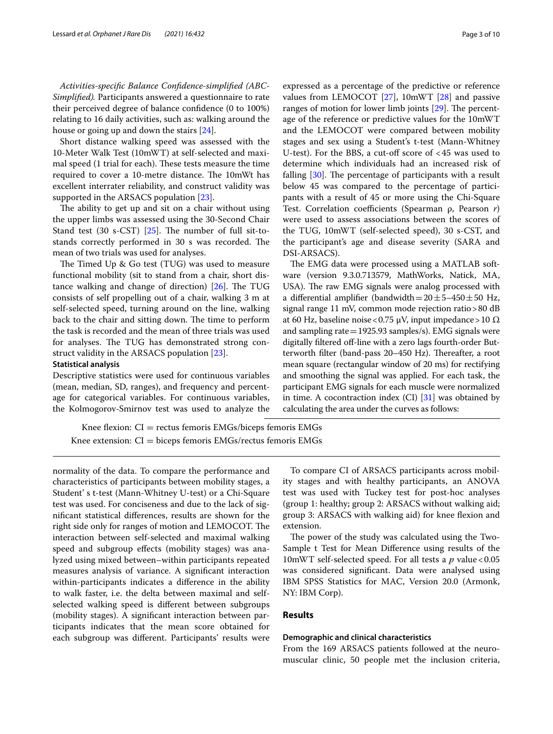*Activities-specific Balance Confidence-simplified (ABC-Simplified).* Participants answered a questionnaire to rate their perceived degree of balance confidence (0 to 100%) relating to 16 daily activities, such as: walking around the house or going up and down the stairs [24].

Short distance walking speed was assessed with the 10-Meter Walk Test (10mWT) at self-selected and maximal speed (1 trial for each). These tests measure the time required to cover a 10-metre distance. The 10mWt has excellent interrater reliability, and construct validity was supported in the ARSACS population [23].

The ability to get up and sit on a chair without using the upper limbs was assessed using the 30-Second Chair Stand test (30 s-CST) [25]. The number of full sit-to-stands correctly performed in 30 s was recorded. The mean of two trials was used for analyses.

The Timed Up & Go test (TUG) was used to measure functional mobility (sit to stand from a chair, short distance walking and change of direction) [26]. The TUG consists of self propelling out of a chair, walking 3 m at self-selected speed, turning around on the line, walking back to the chair and sitting down. The time to perform the task is recorded and the mean of three trials was used for analyses. The TUG has demonstrated strong construct validity in the ARSACS population [23].

### Statistical analysis

Descriptive statistics were used for continuous variables (mean, median, SD, ranges), and frequency and percentage for categorical variables. For continuous variables, the Kolmogorov-Smirnov test was used to analyze the normality of the data. To compare the performance and characteristics of participants between mobility stages, a Student' s t-test (Mann-Whitney U-test) or a Chi-Square test was used. For conciseness and due to the lack of significant statistical differences, results are shown for the right side only for ranges of motion and LEMOCOT. The interaction between self-selected and maximal walking speed and subgroup effects (mobility stages) was analyzed using mixed between–within participants repeated measures analysis of variance. A significant interaction within-participants indicates a difference in the ability to walk faster, i.e. the delta between maximal and self-selected walking speed is different between subgroups (mobility stages). A significant interaction between participants indicates that the mean score obtained for each subgroup was different. Participants' results were expressed as a percentage of the predictive or reference values from LEMOCOT [27], 10mWT [28] and passive ranges of motion for lower limb joints [29]. The percentage of the reference or predictive values for the 10mWT and the LEMOCOT were compared between mobility stages and sex using a Student's t-test (Mann-Whitney U-test). For the BBS, a cut-off score of $<45$ was used to determine which individuals had an increased risk of falling [30]. The percentage of participants with a result below 45 was compared to the percentage of participants with a result of 45 or more using the Chi-Square Test. Correlation coefficients (Spearman ρ, Pearson *r*) were used to assess associations between the scores of the TUG, 10mWT (self-selected speed), 30 s-CST, and the participant's age and disease severity (SARA and DSI-ARSACS).

The EMG data were processed using a MATLAB software (version 9.3.0.713579, MathWorks, Natick, MA, USA). The raw EMG signals were analog processed with a differential amplifier (bandwidth $= 20 \pm 5$–$450 \pm 50$ Hz, signal range 11 mV, common mode rejection ratio $>80$ dB at 60 Hz, baseline noise $<0.75$ µV, input impedance $>10\ \Omega$ and sampling rate $=1925.93$ samples/s). EMG signals were digitally filtered off-line with a zero lags fourth-order Butterworth filter (band-pass 20–450 Hz). Thereafter, a root mean square (rectangular window of 20 ms) for rectifying and smoothing the signal was applied. For each task, the participant EMG signals for each muscle were normalized in time. A cocontraction index (CI) [31] was obtained by calculating the area under the curves as follows:

$$\text{Knee flexion: CI} = \text{rectus femoris EMGs/biceps femoris EMGs}$$

$$\text{Knee extension: CI} = \text{biceps femoris EMGs/rectus femoris EMGs}$$

To compare CI of ARSACS participants across mobility stages and with healthy participants, an ANOVA test was used with Tuckey test for post-hoc analyses (group 1: healthy; group 2: ARSACS without walking aid; group 3: ARSACS with walking aid) for knee flexion and extension.

The power of the study was calculated using the Two-Sample t Test for Mean Difference using results of the 10mWT self-selected speed. For all tests a $p$ value $<0.05$ was considered significant. Data were analysed using IBM SPSS Statistics for MAC, Version 20.0 (Armonk, NY: IBM Corp).

## Results

### Demographic and clinical characteristics

From the 169 ARSACS patients followed at the neuromuscular clinic, 50 people met the inclusion criteria,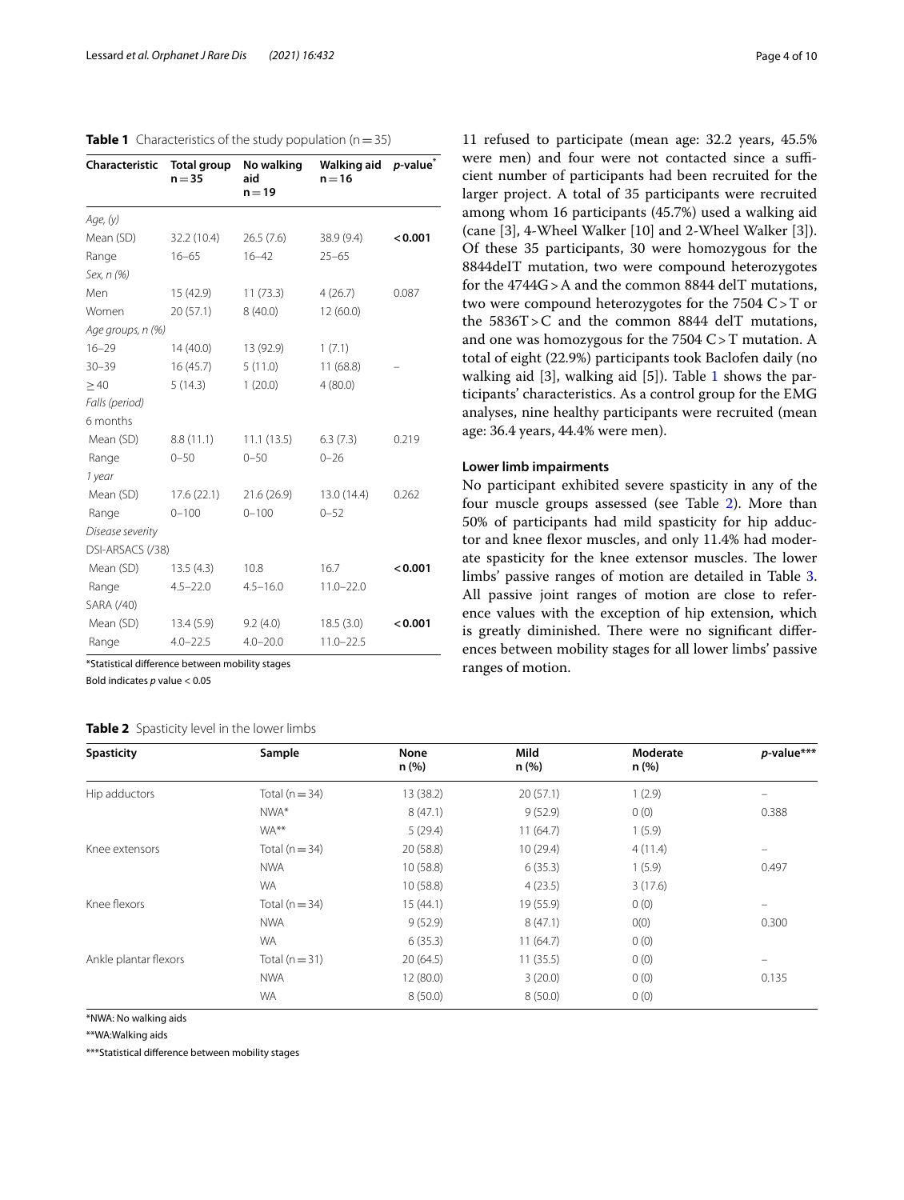**Table 1** Characteristics of the study population (n = 35)

| Characteristic | Total group n = 35 | No walking aid n = 19 | Walking aid n = 16 | *p*-value* |
|---|---|---|---|---|
| *Age, (y)* | | | | |
| Mean (SD) | 32.2 (10.4) | 26.5 (7.6) | 38.9 (9.4) | **< 0.001** |
| Range | 16–65 | 16–42 | 25–65 | |
| *Sex, n (%)* | | | | |
| Men | 15 (42.9) | 11 (73.3) | 4 (26.7) | 0.087 |
| Women | 20 (57.1) | 8 (40.0) | 12 (60.0) | |
| *Age groups, n (%)* | | | | |
| 16–29 | 14 (40.0) | 13 (92.9) | 1 (7.1) | |
| 30–39 | 16 (45.7) | 5 (11.0) | 11 (68.8) | – |
| ≥ 40 | 5 (14.3) | 1 (20.0) | 4 (80.0) | |
| *Falls (period)* | | | | |
| 6 months | | | | |
| Mean (SD) | 8.8 (11.1) | 11.1 (13.5) | 6.3 (7.3) | 0.219 |
| Range | 0–50 | 0–50 | 0–26 | |
| *1 year* | | | | |
| Mean (SD) | 17.6 (22.1) | 21.6 (26.9) | 13.0 (14.4) | 0.262 |
| Range | 0–100 | 0–100 | 0–52 | |
| *Disease severity* | | | | |
| DSI-ARSACS (/38) | | | | |
| Mean (SD) | 13.5 (4.3) | 10.8 | 16.7 | **< 0.001** |
| Range | 4.5–22.0 | 4.5–16.0 | 11.0–22.0 | |
| SARA (/40) | | | | |
| Mean (SD) | 13.4 (5.9) | 9.2 (4.0) | 18.5 (3.0) | **< 0.001** |
| Range | 4.0–22.5 | 4.0–20.0 | 11.0–22.5 | |

*Statistical difference between mobility stages

Bold indicates *p* value < 0.05

11 refused to participate (mean age: 32.2 years, 45.5% were men) and four were not contacted since a sufficient number of participants had been recruited for the larger project. A total of 35 participants were recruited among whom 16 participants (45.7%) used a walking aid (cane [3], 4-Wheel Walker [10] and 2-Wheel Walker [3]). Of these 35 participants, 30 were homozygous for the 8844delT mutation, two were compound heterozygotes for the 4744G > A and the common 8844 delT mutations, two were compound heterozygotes for the 7504 C > T or the 5836T > C and the common 8844 delT mutations, and one was homozygous for the 7504 C > T mutation. A total of eight (22.9%) participants took Baclofen daily (no walking aid [3], walking aid [5]). Table 1 shows the participants' characteristics. As a control group for the EMG analyses, nine healthy participants were recruited (mean age: 36.4 years, 44.4% were men).

### Lower limb impairments

No participant exhibited severe spasticity in any of the four muscle groups assessed (see Table 2). More than 50% of participants had mild spasticity for hip adductor and knee flexor muscles, and only 11.4% had moderate spasticity for the knee extensor muscles. The lower limbs' passive ranges of motion are detailed in Table 3. All passive joint ranges of motion are close to reference values with the exception of hip extension, which is greatly diminished. There were no significant differences between mobility stages for all lower limbs' passive ranges of motion.

**Table 2** Spasticity level in the lower limbs

| Spasticity | Sample | None n (%) | Mild n (%) | Moderate n (%) | *p*-value*** |
|---|---|---|---|---|---|
| Hip adductors | Total (n = 34) | 13 (38.2) | 20 (57.1) | 1 (2.9) | – |
| | NWA* | 8 (47.1) | 9 (52.9) | 0 (0) | 0.388 |
| | WA** | 5 (29.4) | 11 (64.7) | 1 (5.9) | |
| Knee extensors | Total (n = 34) | 20 (58.8) | 10 (29.4) | 4 (11.4) | – |
| | NWA | 10 (58.8) | 6 (35.3) | 1 (5.9) | 0.497 |
| | WA | 10 (58.8) | 4 (23.5) | 3 (17.6) | |
| Knee flexors | Total (n = 34) | 15 (44.1) | 19 (55.9) | 0 (0) | – |
| | NWA | 9 (52.9) | 8 (47.1) | 0(0) | 0.300 |
| | WA | 6 (35.3) | 11 (64.7) | 0 (0) | |
| Ankle plantar flexors | Total (n = 31) | 20 (64.5) | 11 (35.5) | 0 (0) | – |
| | NWA | 12 (80.0) | 3 (20.0) | 0 (0) | 0.135 |
| | WA | 8 (50.0) | 8 (50.0) | 0 (0) | |

*NWA: No walking aids

**WA:Walking aids

***Statistical difference between mobility stages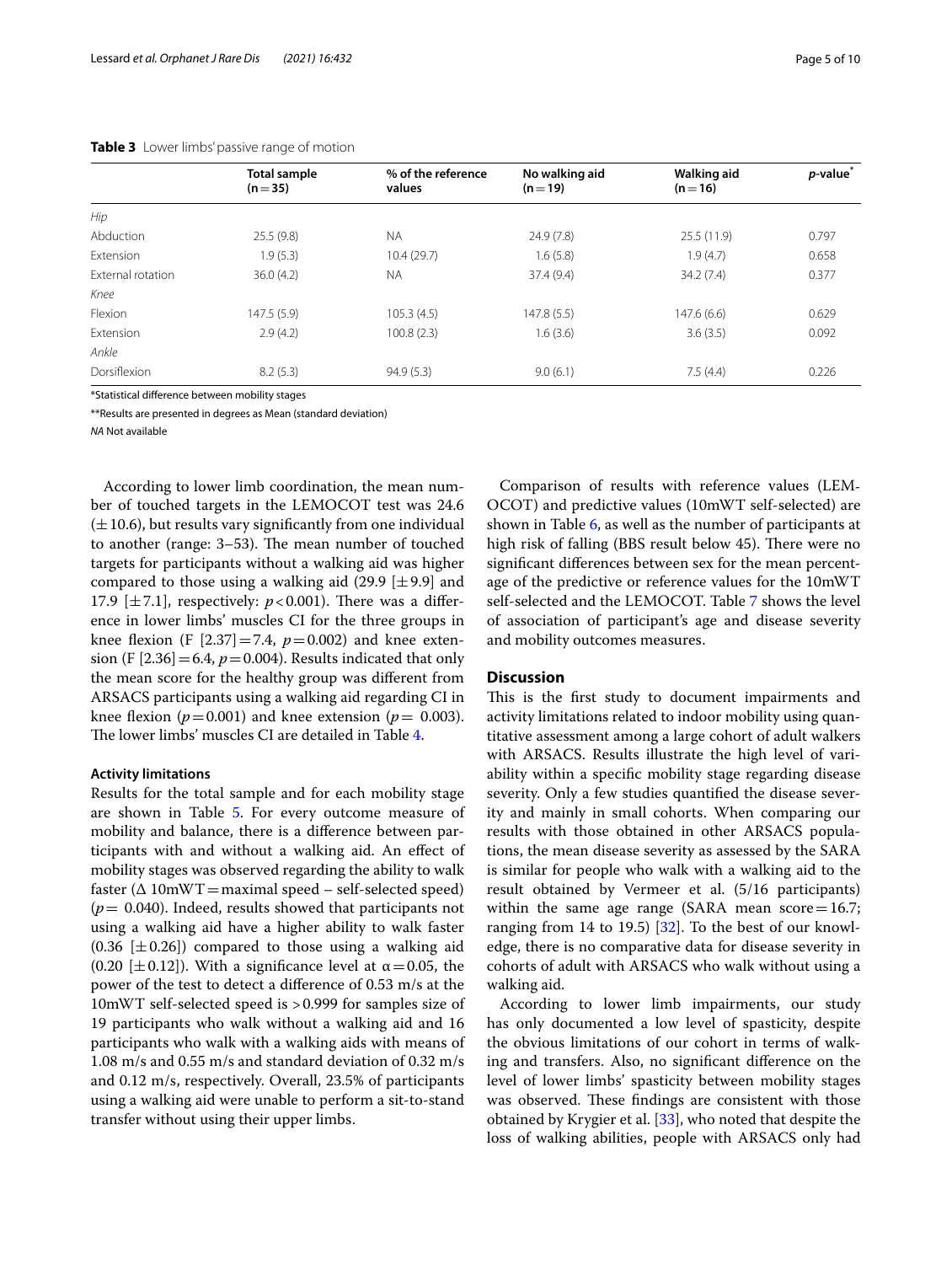**Table 3** Lower limbs' passive range of motion

| | Total sample (n = 35) | % of the reference values | No walking aid (n = 19) | Walking aid (n = 16) | *p*-value* |
|---|---|---|---|---|---|
| *Hip* | | | | | |
| Abduction | 25.5 (9.8) | NA | 24.9 (7.8) | 25.5 (11.9) | 0.797 |
| Extension | 1.9 (5.3) | 10.4 (29.7) | 1.6 (5.8) | 1.9 (4.7) | 0.658 |
| External rotation | 36.0 (4.2) | NA | 37.4 (9.4) | 34.2 (7.4) | 0.377 |
| *Knee* | | | | | |
| Flexion | 147.5 (5.9) | 105.3 (4.5) | 147.8 (5.5) | 147.6 (6.6) | 0.629 |
| Extension | 2.9 (4.2) | 100.8 (2.3) | 1.6 (3.6) | 3.6 (3.5) | 0.092 |
| *Ankle* | | | | | |
| Dorsiflexion | 8.2 (5.3) | 94.9 (5.3) | 9.0 (6.1) | 7.5 (4.4) | 0.226 |

*Statistical difference between mobility stages

**Results are presented in degrees as Mean (standard deviation)

*NA* Not available

According to lower limb coordination, the mean number of touched targets in the LEMOCOT test was 24.6 ($\pm$10.6), but results vary significantly from one individual to another (range: 3–53). The mean number of touched targets for participants without a walking aid was higher compared to those using a walking aid (29.9 [$\pm$9.9] and 17.9 [$\pm$7.1], respectively: $p<0.001$). There was a difference in lower limbs' muscles CI for the three groups in knee flexion ($F$ [2.37] = 7.4, $p = 0.002$) and knee extension ($F$ [2.36] = 6.4, $p = 0.004$). Results indicated that only the mean score for the healthy group was different from ARSACS participants using a walking aid regarding CI in knee flexion ($p = 0.001$) and knee extension ($p = 0.003$). The lower limbs' muscles CI are detailed in Table 4.

#### Activity limitations

Results for the total sample and for each mobility stage are shown in Table 5. For every outcome measure of mobility and balance, there is a difference between participants with and without a walking aid. An effect of mobility stages was observed regarding the ability to walk faster ($\Delta$ 10mWT = maximal speed – self-selected speed) ($p = 0.040$). Indeed, results showed that participants not using a walking aid have a higher ability to walk faster (0.36 [$\pm$0.26]) compared to those using a walking aid (0.20 [$\pm$0.12]). With a significance level at $\alpha = 0.05$, the power of the test to detect a difference of 0.53 m/s at the 10mWT self-selected speed is > 0.999 for samples size of 19 participants who walk without a walking aids and 16 participants who walk with a walking aids with means of 1.08 m/s and 0.55 m/s and standard deviation of 0.32 m/s and 0.12 m/s, respectively. Overall, 23.5% of participants using a walking aid were unable to perform a sit-to-stand transfer without using their upper limbs.

Comparison of results with reference values (LEMOCOT) and predictive values (10mWT self-selected) are shown in Table 6, as well as the number of participants at high risk of falling (BBS result below 45). There were no significant differences between sex for the mean percentage of the predictive or reference values for the 10mWT self-selected and the LEMOCOT. Table 7 shows the level of association of participant's age and disease severity and mobility outcomes measures.

## Discussion

This is the first study to document impairments and activity limitations related to indoor mobility using quantitative assessment among a large cohort of adult walkers with ARSACS. Results illustrate the high level of variability within a specific mobility stage regarding disease severity. Only a few studies quantified the disease severity and mainly in small cohorts. When comparing our results with those obtained in other ARSACS populations, the mean disease severity as assessed by the SARA is similar for people who walk with a walking aid to the result obtained by Vermeer et al. (5/16 participants) within the same age range (SARA mean score = 16.7; ranging from 14 to 19.5) [32]. To the best of our knowledge, there is no comparative data for disease severity in cohorts of adult with ARSACS who walk without using a walking aid.

According to lower limb impairments, our study has only documented a low level of spasticity, despite the obvious limitations of our cohort in terms of walking and transfers. Also, no significant difference on the level of lower limbs' spasticity between mobility stages was observed. These findings are consistent with those obtained by Krygier et al. [33], who noted that despite the loss of walking abilities, people with ARSACS only had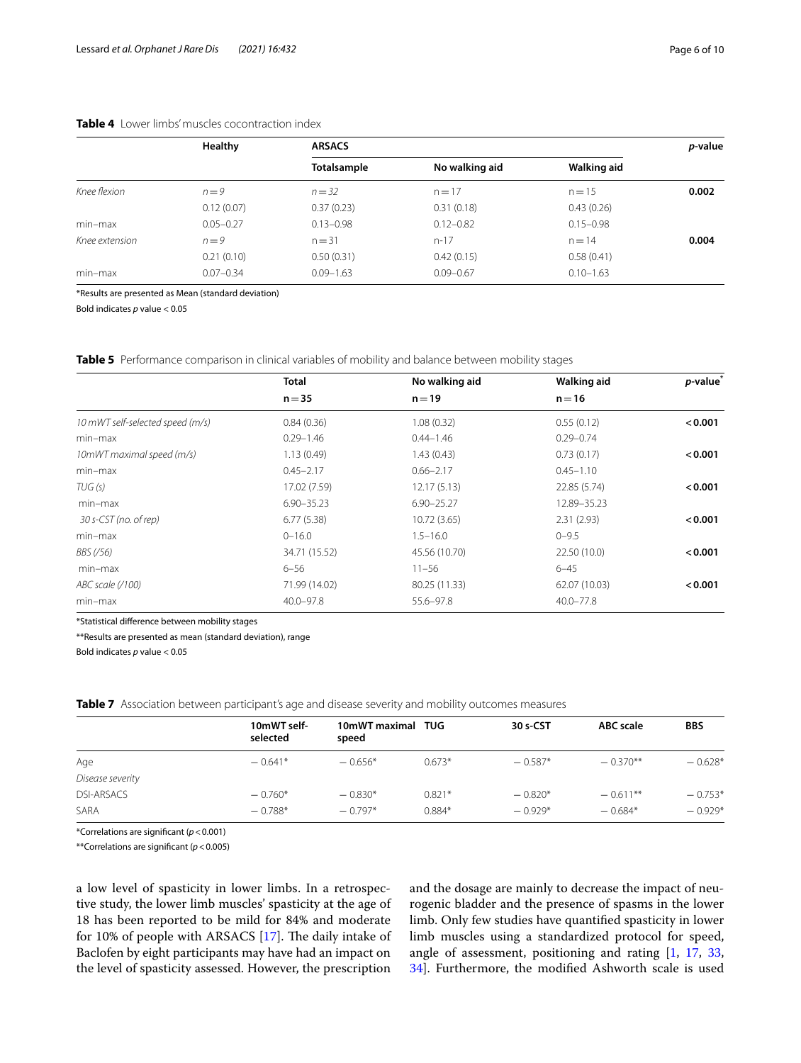**Table 4** Lower limbs' muscles cocontraction index

| | Healthy | ARSACS | | | *p*-value |
|---|---|---|---|---|---|
| | | Totalsample | No walking aid | Walking aid | |
| *Knee flexion* | *n* = 9 | *n* = 32 | n = 17 | n = 15 | **0.002** |
| | 0.12 (0.07) | 0.37 (0.23) | 0.31 (0.18) | 0.43 (0.26) | |
| min–max | 0.05–0.27 | 0.13–0.98 | 0.12–0.82 | 0.15–0.98 | |
| *Knee extension* | *n* = 9 | n = 31 | n-17 | n = 14 | **0.004** |
| | 0.21 (0.10) | 0.50 (0.31) | 0.42 (0.15) | 0.58 (0.41) | |
| min–max | 0.07–0.34 | 0.09–1.63 | 0.09–0.67 | 0.10–1.63 | |

*Results are presented as Mean (standard deviation)

Bold indicates *p* value < 0.05

**Table 5** Performance comparison in clinical variables of mobility and balance between mobility stages

| | Total | No walking aid | Walking aid | *p*-value* |
|---|---|---|---|---|
| | n = 35 | n = 19 | n = 16 | |
| *10 mWT self-selected speed (m/s)* | 0.84 (0.36) | 1.08 (0.32) | 0.55 (0.12) | **< 0.001** |
| min–max | 0.29–1.46 | 0.44–1.46 | 0.29–0.74 | |
| *10mWT maximal speed (m/s)* | 1.13 (0.49) | 1.43 (0.43) | 0.73 (0.17) | **< 0.001** |
| min–max | 0.45–2.17 | 0.66–2.17 | 0.45–1.10 | |
| *TUG (s)* | 17.02 (7.59) | 12.17 (5.13) | 22.85 (5.74) | **< 0.001** |
| min–max | 6.90–35.23 | 6.90–25.27 | 12.89–35.23 | |
| *30 s-CST (no. of rep)* | 6.77 (5.38) | 10.72 (3.65) | 2.31 (2.93) | **< 0.001** |
| min–max | 0–16.0 | 1.5–16.0 | 0–9.5 | |
| *BBS (/56)* | 34.71 (15.52) | 45.56 (10.70) | 22.50 (10.0) | **< 0.001** |
| min–max | 6–56 | 11–56 | 6–45 | |
| *ABC scale (/100)* | 71.99 (14.02) | 80.25 (11.33) | 62.07 (10.03) | **< 0.001** |
| min–max | 40.0–97.8 | 55.6–97.8 | 40.0–77.8 | |

*Statistical difference between mobility stages

**Results are presented as mean (standard deviation), range

Bold indicates *p* value < 0.05

**Table 7** Association between participant's age and disease severity and mobility outcomes measures

| | 10mWT self-selected | 10mWT maximal speed | TUG | 30 s-CST | ABC scale | BBS |
|---|---|---|---|---|---|---|
| Age | − 0.641* | − 0.656* | 0.673* | − 0.587* | − 0.370** | − 0.628* |
| *Disease severity* | | | | | | |
| DSI-ARSACS | − 0.760* | − 0.830* | 0.821* | − 0.820* | − 0.611** | − 0.753* |
| SARA | − 0.788* | − 0.797* | 0.884* | − 0.929* | − 0.684* | − 0.929* |

*Correlations are significant ($p < 0.001$)

**Correlations are significant ($p < 0.005$)

a low level of spasticity in lower limbs. In a retrospective study, the lower limb muscles' spasticity at the age of 18 has been reported to be mild for 84% and moderate for 10% of people with ARSACS [17]. The daily intake of Baclofen by eight participants may have had an impact on the level of spasticity assessed. However, the prescription and the dosage are mainly to decrease the impact of neurogenic bladder and the presence of spasms in the lower limb. Only few studies have quantified spasticity in lower limb muscles using a standardized protocol for speed, angle of assessment, positioning and rating [1, 17, 33, 34]. Furthermore, the modified Ashworth scale is used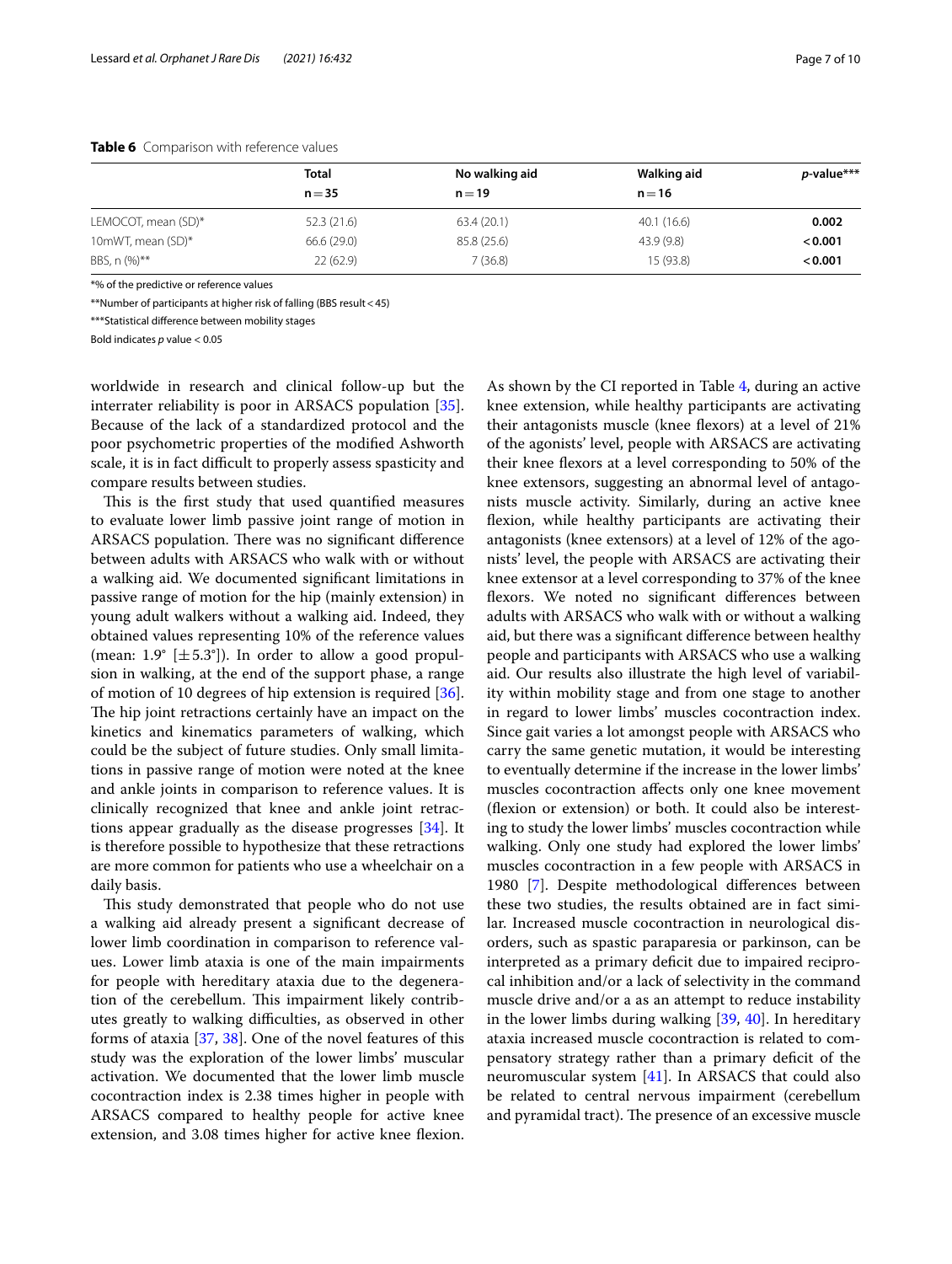**Table 6** Comparison with reference values

| | Total<br>n = 35 | No walking aid<br>n = 19 | Walking aid<br>n = 16 | *p*-value*** |
|---|---|---|---|---|
| LEMOCOT, mean (SD)* | 52.3 (21.6) | 63.4 (20.1) | 40.1 (16.6) | **0.002** |
| 10mWT, mean (SD)* | 66.6 (29.0) | 85.8 (25.6) | 43.9 (9.8) | **< 0.001** |
| BBS, n (%)** | 22 (62.9) | 7 (36.8) | 15 (93.8) | **< 0.001** |

*% of the predictive or reference values

**Number of participants at higher risk of falling (BBS result < 45)

***Statistical difference between mobility stages

Bold indicates *p* value < 0.05

worldwide in research and clinical follow-up but the interrater reliability is poor in ARSACS population [35]. Because of the lack of a standardized protocol and the poor psychometric properties of the modified Ashworth scale, it is in fact difficult to properly assess spasticity and compare results between studies.

This is the first study that used quantified measures to evaluate lower limb passive joint range of motion in ARSACS population. There was no significant difference between adults with ARSACS who walk with or without a walking aid. We documented significant limitations in passive range of motion for the hip (mainly extension) in young adult walkers without a walking aid. Indeed, they obtained values representing 10% of the reference values (mean: 1.9° [±5.3°]). In order to allow a good propulsion in walking, at the end of the support phase, a range of motion of 10 degrees of hip extension is required [36]. The hip joint retractions certainly have an impact on the kinetics and kinematics parameters of walking, which could be the subject of future studies. Only small limitations in passive range of motion were noted at the knee and ankle joints in comparison to reference values. It is clinically recognized that knee and ankle joint retractions appear gradually as the disease progresses [34]. It is therefore possible to hypothesize that these retractions are more common for patients who use a wheelchair on a daily basis.

This study demonstrated that people who do not use a walking aid already present a significant decrease of lower limb coordination in comparison to reference values. Lower limb ataxia is one of the main impairments for people with hereditary ataxia due to the degeneration of the cerebellum. This impairment likely contributes greatly to walking difficulties, as observed in other forms of ataxia [37, 38]. One of the novel features of this study was the exploration of the lower limbs' muscular activation. We documented that the lower limb muscle cocontraction index is 2.38 times higher in people with ARSACS compared to healthy people for active knee extension, and 3.08 times higher for active knee flexion. As shown by the CI reported in Table 4, during an active knee extension, while healthy participants are activating their antagonists muscle (knee flexors) at a level of 21% of the agonists' level, people with ARSACS are activating their knee flexors at a level corresponding to 50% of the knee extensors, suggesting an abnormal level of antagonists muscle activity. Similarly, during an active knee flexion, while healthy participants are activating their antagonists (knee extensors) at a level of 12% of the agonists' level, the people with ARSACS are activating their knee extensor at a level corresponding to 37% of the knee flexors. We noted no significant differences between adults with ARSACS who walk with or without a walking aid, but there was a significant difference between healthy people and participants with ARSACS who use a walking aid. Our results also illustrate the high level of variability within mobility stage and from one stage to another in regard to lower limbs' muscles cocontraction index. Since gait varies a lot amongst people with ARSACS who carry the same genetic mutation, it would be interesting to eventually determine if the increase in the lower limbs' muscles cocontraction affects only one knee movement (flexion or extension) or both. It could also be interesting to study the lower limbs' muscles cocontraction while walking. Only one study had explored the lower limbs' muscles cocontraction in a few people with ARSACS in 1980 [7]. Despite methodological differences between these two studies, the results obtained are in fact similar. Increased muscle cocontraction in neurological disorders, such as spastic paraparesia or parkinson, can be interpreted as a primary deficit due to impaired reciprocal inhibition and/or a lack of selectivity in the command muscle drive and/or a as an attempt to reduce instability in the lower limbs during walking [39, 40]. In hereditary ataxia increased muscle cocontraction is related to compensatory strategy rather than a primary deficit of the neuromuscular system [41]. In ARSACS that could also be related to central nervous impairment (cerebellum and pyramidal tract). The presence of an excessive muscle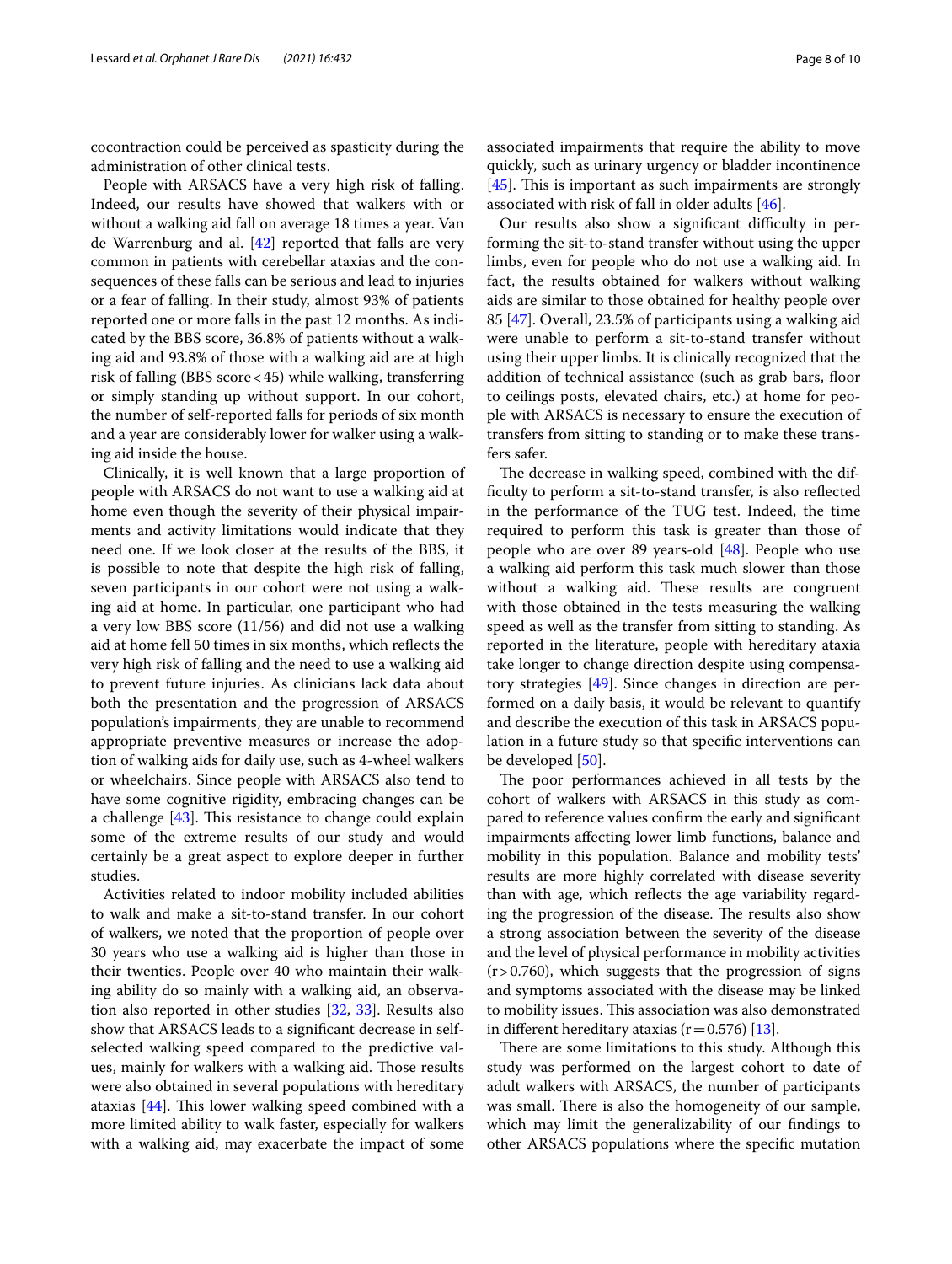cocontraction could be perceived as spasticity during the administration of other clinical tests.

People with ARSACS have a very high risk of falling. Indeed, our results have showed that walkers with or without a walking aid fall on average 18 times a year. Van de Warrenburg and al. [42] reported that falls are very common in patients with cerebellar ataxias and the consequences of these falls can be serious and lead to injuries or a fear of falling. In their study, almost 93% of patients reported one or more falls in the past 12 months. As indicated by the BBS score, 36.8% of patients without a walking aid and 93.8% of those with a walking aid are at high risk of falling (BBS score < 45) while walking, transferring or simply standing up without support. In our cohort, the number of self-reported falls for periods of six month and a year are considerably lower for walker using a walking aid inside the house.

Clinically, it is well known that a large proportion of people with ARSACS do not want to use a walking aid at home even though the severity of their physical impairments and activity limitations would indicate that they need one. If we look closer at the results of the BBS, it is possible to note that despite the high risk of falling, seven participants in our cohort were not using a walking aid at home. In particular, one participant who had a very low BBS score (11/56) and did not use a walking aid at home fell 50 times in six months, which reflects the very high risk of falling and the need to use a walking aid to prevent future injuries. As clinicians lack data about both the presentation and the progression of ARSACS population's impairments, they are unable to recommend appropriate preventive measures or increase the adoption of walking aids for daily use, such as 4-wheel walkers or wheelchairs. Since people with ARSACS also tend to have some cognitive rigidity, embracing changes can be a challenge [43]. This resistance to change could explain some of the extreme results of our study and would certainly be a great aspect to explore deeper in further studies.

Activities related to indoor mobility included abilities to walk and make a sit-to-stand transfer. In our cohort of walkers, we noted that the proportion of people over 30 years who use a walking aid is higher than those in their twenties. People over 40 who maintain their walking ability do so mainly with a walking aid, an observation also reported in other studies [32, 33]. Results also show that ARSACS leads to a significant decrease in self-selected walking speed compared to the predictive values, mainly for walkers with a walking aid. Those results were also obtained in several populations with hereditary ataxias [44]. This lower walking speed combined with a more limited ability to walk faster, especially for walkers with a walking aid, may exacerbate the impact of some associated impairments that require the ability to move quickly, such as urinary urgency or bladder incontinence [45]. This is important as such impairments are strongly associated with risk of fall in older adults [46].

Our results also show a significant difficulty in performing the sit-to-stand transfer without using the upper limbs, even for people who do not use a walking aid. In fact, the results obtained for walkers without walking aids are similar to those obtained for healthy people over 85 [47]. Overall, 23.5% of participants using a walking aid were unable to perform a sit-to-stand transfer without using their upper limbs. It is clinically recognized that the addition of technical assistance (such as grab bars, floor to ceilings posts, elevated chairs, etc.) at home for people with ARSACS is necessary to ensure the execution of transfers from sitting to standing or to make these transfers safer.

The decrease in walking speed, combined with the difficulty to perform a sit-to-stand transfer, is also reflected in the performance of the TUG test. Indeed, the time required to perform this task is greater than those of people who are over 89 years-old [48]. People who use a walking aid perform this task much slower than those without a walking aid. These results are congruent with those obtained in the tests measuring the walking speed as well as the transfer from sitting to standing. As reported in the literature, people with hereditary ataxia take longer to change direction despite using compensatory strategies [49]. Since changes in direction are performed on a daily basis, it would be relevant to quantify and describe the execution of this task in ARSACS population in a future study so that specific interventions can be developed [50].

The poor performances achieved in all tests by the cohort of walkers with ARSACS in this study as compared to reference values confirm the early and significant impairments affecting lower limb functions, balance and mobility in this population. Balance and mobility tests' results are more highly correlated with disease severity than with age, which reflects the age variability regarding the progression of the disease. The results also show a strong association between the severity of the disease and the level of physical performance in mobility activities ($r > 0.760$), which suggests that the progression of signs and symptoms associated with the disease may be linked to mobility issues. This association was also demonstrated in different hereditary ataxias ($r = 0.576$) [13].

There are some limitations to this study. Although this study was performed on the largest cohort to date of adult walkers with ARSACS, the number of participants was small. There is also the homogeneity of our sample, which may limit the generalizability of our findings to other ARSACS populations where the specific mutation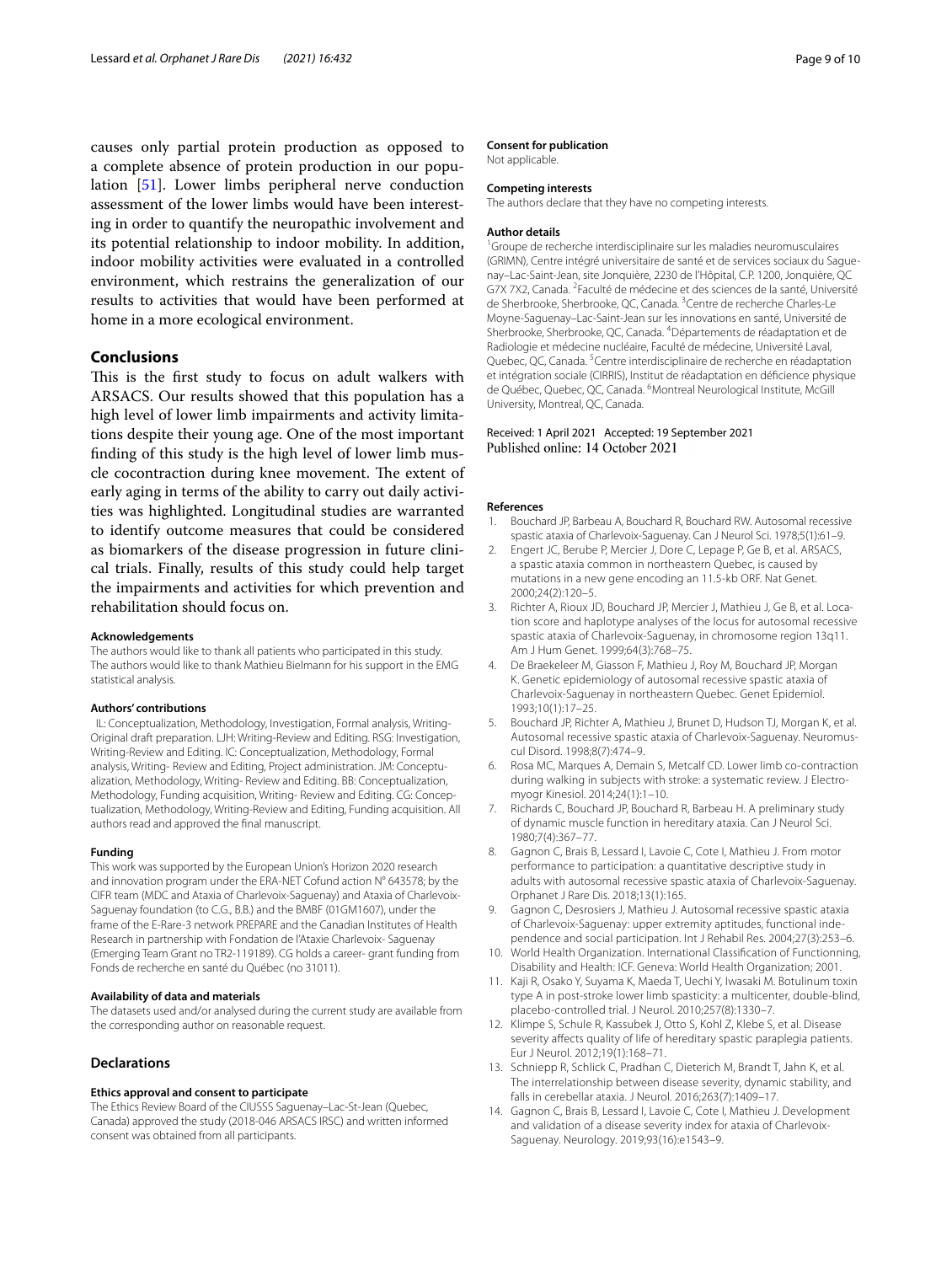causes only partial protein production as opposed to a complete absence of protein production in our population [51]. Lower limbs peripheral nerve conduction assessment of the lower limbs would have been interesting in order to quantify the neuropathic involvement and its potential relationship to indoor mobility. In addition, indoor mobility activities were evaluated in a controlled environment, which restrains the generalization of our results to activities that would have been performed at home in a more ecological environment.

## Conclusions

This is the first study to focus on adult walkers with ARSACS. Our results showed that this population has a high level of lower limb impairments and activity limitations despite their young age. One of the most important finding of this study is the high level of lower limb muscle cocontraction during knee movement. The extent of early aging in terms of the ability to carry out daily activities was highlighted. Longitudinal studies are warranted to identify outcome measures that could be considered as biomarkers of the disease progression in future clinical trials. Finally, results of this study could help target the impairments and activities for which prevention and rehabilitation should focus on.

#### Acknowledgements

The authors would like to thank all patients who participated in this study. The authors would like to thank Mathieu Bielmann for his support in the EMG statistical analysis.

#### Authors' contributions

IL: Conceptualization, Methodology, Investigation, Formal analysis, Writing-Original draft preparation. LJH: Writing-Review and Editing. RSG: Investigation, Writing-Review and Editing. IC: Conceptualization, Methodology, Formal analysis, Writing- Review and Editing, Project administration. JM: Conceptualization, Methodology, Writing- Review and Editing. BB: Conceptualization, Methodology, Funding acquisition, Writing- Review and Editing. CG: Conceptualization, Methodology, Writing-Review and Editing, Funding acquisition. All authors read and approved the final manuscript.

#### Funding

This work was supported by the European Union's Horizon 2020 research and innovation program under the ERA-NET Cofund action N° 643578; by the CIFR team (MDC and Ataxia of Charlevoix-Saguenay) and Ataxia of Charlevoix-Saguenay foundation (to C.G., B.B.) and the BMBF (01GM1607), under the frame of the E-Rare-3 network PREPARE and the Canadian Institutes of Health Research in partnership with Fondation de l'Ataxie Charlevoix- Saguenay (Emerging Team Grant no TR2-119189). CG holds a career- grant funding from Fonds de recherche en santé du Québec (no 31011).

#### Availability of data and materials

The datasets used and/or analysed during the current study are available from the corresponding author on reasonable request.

## Declarations

#### Ethics approval and consent to participate

The Ethics Review Board of the CIUSSS Saguenay–Lac-St-Jean (Quebec, Canada) approved the study (2018-046 ARSACS IRSC) and written informed consent was obtained from all participants.

#### Consent for publication

Not applicable.

#### Competing interests

The authors declare that they have no competing interests.

#### Author details

[1]Groupe de recherche interdisciplinaire sur les maladies neuromusculaires (GRIMN), Centre intégré universitaire de santé et de services sociaux du Saguenay–Lac-Saint-Jean, site Jonquière, 2230 de l'Hôpital, C.P. 1200, Jonquière, QC G7X 7X2, Canada. [2]Faculté de médecine et des sciences de la santé, Université de Sherbrooke, Sherbrooke, QC, Canada. [3]Centre de recherche Charles-Le Moyne-Saguenay–Lac-Saint-Jean sur les innovations en santé, Université de Sherbrooke, Sherbrooke, QC, Canada. [4]Départements de réadaptation et de Radiologie et médecine nucléaire, Faculté de médecine, Université Laval, Quebec, QC, Canada. [5]Centre interdisciplinaire de recherche en réadaptation et intégration sociale (CIRRIS), Institut de réadaptation en déficience physique de Québec, Quebec, QC, Canada. [6]Montreal Neurological Institute, McGill University, Montreal, QC, Canada.

Received: 1 April 2021 Accepted: 19 September 2021
Published online: 14 October 2021

#### References

1. Bouchard JP, Barbeau A, Bouchard R, Bouchard RW. Autosomal recessive spastic ataxia of Charlevoix-Saguenay. Can J Neurol Sci. 1978;5(1):61–9.
2. Engert JC, Berube P, Mercier J, Dore C, Lepage P, Ge B, et al. ARSACS, a spastic ataxia common in northeastern Quebec, is caused by mutations in a new gene encoding an 11.5-kb ORF. Nat Genet. 2000;24(2):120–5.
3. Richter A, Rioux JD, Bouchard JP, Mercier J, Mathieu J, Ge B, et al. Location score and haplotype analyses of the locus for autosomal recessive spastic ataxia of Charlevoix-Saguenay, in chromosome region 13q11. Am J Hum Genet. 1999;64(3):768–75.
4. De Braekeleer M, Giasson F, Mathieu J, Roy M, Bouchard JP, Morgan K. Genetic epidemiology of autosomal recessive spastic ataxia of Charlevoix-Saguenay in northeastern Quebec. Genet Epidemiol. 1993;10(1):17–25.
5. Bouchard JP, Richter A, Mathieu J, Brunet D, Hudson TJ, Morgan K, et al. Autosomal recessive spastic ataxia of Charlevoix-Saguenay. Neuromuscul Disord. 1998;8(7):474–9.
6. Rosa MC, Marques A, Demain S, Metcalf CD. Lower limb co-contraction during walking in subjects with stroke: a systematic review. J Electromyogr Kinesiol. 2014;24(1):1–10.
7. Richards C, Bouchard JP, Bouchard R, Barbeau H. A preliminary study of dynamic muscle function in hereditary ataxia. Can J Neurol Sci. 1980;7(4):367–77.
8. Gagnon C, Brais B, Lessard I, Lavoie C, Cote I, Mathieu J. From motor performance to participation: a quantitative descriptive study in adults with autosomal recessive spastic ataxia of Charlevoix-Saguenay. Orphanet J Rare Dis. 2018;13(1):165.
9. Gagnon C, Desrosiers J, Mathieu J. Autosomal recessive spastic ataxia of Charlevoix-Saguenay: upper extremity aptitudes, functional independence and social participation. Int J Rehabil Res. 2004;27(3):253–6.
10. World Health Organization. International Classification of Functionning, Disability and Health: ICF. Geneva: World Health Organization; 2001.
11. Kaji R, Osako Y, Suyama K, Maeda T, Uechi Y, Iwasaki M. Botulinum toxin type A in post-stroke lower limb spasticity: a multicenter, double-blind, placebo-controlled trial. J Neurol. 2010;257(8):1330–7.
12. Klimpe S, Schule R, Kassubek J, Otto S, Kohl Z, Klebe S, et al. Disease severity affects quality of life of hereditary spastic paraplegia patients. Eur J Neurol. 2012;19(1):168–71.
13. Schniepp R, Schlick C, Pradhan C, Dieterich M, Brandt T, Jahn K, et al. The interrelationship between disease severity, dynamic stability, and falls in cerebellar ataxia. J Neurol. 2016;263(7):1409–17.
14. Gagnon C, Brais B, Lessard I, Lavoie C, Cote I, Mathieu J. Development and validation of a disease severity index for ataxia of Charlevoix-Saguenay. Neurology. 2019;93(16):e1543–9.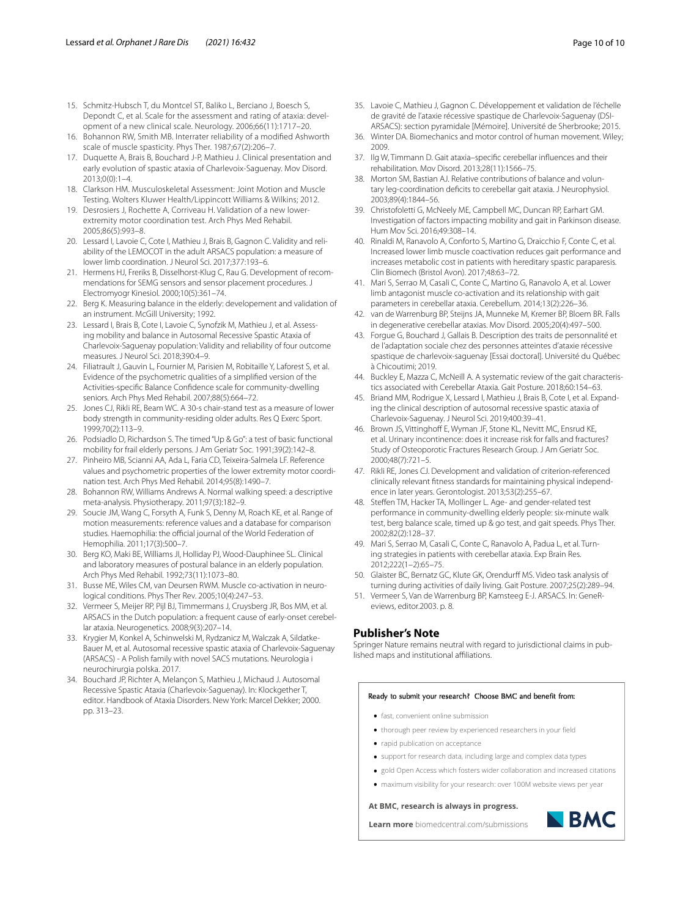15. Schmitz-Hubsch T, du Montcel ST, Baliko L, Berciano J, Boesch S, Depondt C, et al. Scale for the assessment and rating of ataxia: development of a new clinical scale. Neurology. 2006;66(11):1717–20.
16. Bohannon RW, Smith MB. Interrater reliability of a modified Ashworth scale of muscle spasticity. Phys Ther. 1987;67(2):206–7.
17. Duquette A, Brais B, Bouchard J-P, Mathieu J. Clinical presentation and early evolution of spastic ataxia of Charlevoix-Saguenay. Mov Disord. 2013;0(0):1–4.
18. Clarkson HM. Musculoskeletal Assessment: Joint Motion and Muscle Testing. Wolters Kluwer Health/Lippincott Williams & Wilkins; 2012.
19. Desrosiers J, Rochette A, Corriveau H. Validation of a new lower-extremity motor coordination test. Arch Phys Med Rehabil. 2005;86(5):993–8.
20. Lessard I, Lavoie C, Cote I, Mathieu J, Brais B, Gagnon C. Validity and reliability of the LEMOCOT in the adult ARSACS population: a measure of lower limb coordination. J Neurol Sci. 2017;377:193–6.
21. Hermens HJ, Freriks B, Disselhorst-Klug C, Rau G. Development of recommendations for SEMG sensors and sensor placement procedures. J Electromyogr Kinesiol. 2000;10(5):361–74.
22. Berg K. Measuring balance in the elderly: developement and validation of an instrument. McGill University; 1992.
23. Lessard I, Brais B, Cote I, Lavoie C, Synofzik M, Mathieu J, et al. Assessing mobility and balance in Autosomal Recessive Spastic Ataxia of Charlevoix-Saguenay population: Validity and reliability of four outcome measures. J Neurol Sci. 2018;390:4–9.
24. Filiatrault J, Gauvin L, Fournier M, Parisien M, Robitaille Y, Laforest S, et al. Evidence of the psychometric qualities of a simplified version of the Activities-specific Balance Confidence scale for community-dwelling seniors. Arch Phys Med Rehabil. 2007;88(5):664–72.
25. Jones CJ, Rikli RE, Beam WC. A 30-s chair-stand test as a measure of lower body strength in community-residing older adults. Res Q Exerc Sport. 1999;70(2):113–9.
26. Podsiadlo D, Richardson S. The timed "Up & Go": a test of basic functional mobility for frail elderly persons. J Am Geriatr Soc. 1991;39(2):142–8.
27. Pinheiro MB, Scianni AA, Ada L, Faria CD, Teixeira-Salmela LF. Reference values and psychometric properties of the lower extremity motor coordination test. Arch Phys Med Rehabil. 2014;95(8):1490–7.
28. Bohannon RW, Williams Andrews A. Normal walking speed: a descriptive meta-analysis. Physiotherapy. 2011;97(3):182–9.
29. Soucie JM, Wang C, Forsyth A, Funk S, Denny M, Roach KE, et al. Range of motion measurements: reference values and a database for comparison studies. Haemophilia: the official journal of the World Federation of Hemophilia. 2011;17(3):500–7.
30. Berg KO, Maki BE, Williams JI, Holliday PJ, Wood-Dauphinee SL. Clinical and laboratory measures of postural balance in an elderly population. Arch Phys Med Rehabil. 1992;73(11):1073–80.
31. Busse ME, Wiles CM, van Deursen RWM. Muscle co-activation in neurological conditions. Phys Ther Rev. 2005;10(4):247–53.
32. Vermeer S, Meijer RP, Pijl BJ, Timmermans J, Cruysberg JR, Bos MM, et al. ARSACS in the Dutch population: a frequent cause of early-onset cerebellar ataxia. Neurogenetics. 2008;9(3):207–14.
33. Krygier M, Konkel A, Schinwelski M, Rydzanicz M, Walczak A, Sildatke-Bauer M, et al. Autosomal recessive spastic ataxia of Charlevoix-Saguenay (ARSACS) - A Polish family with novel SACS mutations. Neurologia i neurochirurgia polska. 2017.
34. Bouchard JP, Richter A, Melançon S, Mathieu J, Michaud J. Autosomal Recessive Spastic Ataxia (Charlevoix-Saguenay). In: Klockgether T, editor. Handbook of Ataxia Disorders. New York: Marcel Dekker; 2000. pp. 313–23.
35. Lavoie C, Mathieu J, Gagnon C. Développement et validation de l'échelle de gravité de l'ataxie récessive spastique de Charlevoix-Saguenay (DSI-ARSACS): section pyramidale [Mémoire]. Université de Sherbrooke; 2015.
36. Winter DA. Biomechanics and motor control of human movement. Wiley; 2009.
37. Ilg W, Timmann D. Gait ataxia–specific cerebellar influences and their rehabilitation. Mov Disord. 2013;28(11):1566–75.
38. Morton SM, Bastian AJ. Relative contributions of balance and voluntary leg-coordination deficits to cerebellar gait ataxia. J Neurophysiol. 2003;89(4):1844–56.
39. Christofoletti G, McNeely ME, Campbell MC, Duncan RP, Earhart GM. Investigation of factors impacting mobility and gait in Parkinson disease. Hum Mov Sci. 2016;49:308–14.
40. Rinaldi M, Ranavolo A, Conforto S, Martino G, Draicchio F, Conte C, et al. Increased lower limb muscle coactivation reduces gait performance and increases metabolic cost in patients with hereditary spastic paraparesis. Clin Biomech (Bristol Avon). 2017;48:63–72.
41. Mari S, Serrao M, Casali C, Conte C, Martino G, Ranavolo A, et al. Lower limb antagonist muscle co-activation and its relationship with gait parameters in cerebellar ataxia. Cerebellum. 2014;13(2):226–36.
42. van de Warrenburg BP, Steijns JA, Munneke M, Kremer BP, Bloem BR. Falls in degenerative cerebellar ataxias. Mov Disord. 2005;20(4):497–500.
43. Forgue G, Bouchard J, Gallais B. Description des traits de personnalité et de l'adaptation sociale chez des personnes atteintes d'ataxie récessive spastique de charlevoix-saguenay [Essai doctoral]. Université du Québec à Chicoutimi; 2019.
44. Buckley E, Mazza C, McNeill A. A systematic review of the gait characteristics associated with Cerebellar Ataxia. Gait Posture. 2018;60:154–63.
45. Briand MM, Rodrigue X, Lessard I, Mathieu J, Brais B, Cote I, et al. Expanding the clinical description of autosomal recessive spastic ataxia of Charlevoix-Saguenay. J Neurol Sci. 2019;400:39–41.
46. Brown JS, Vittinghoff E, Wyman JF, Stone KL, Nevitt MC, Ensrud KE, et al. Urinary incontinence: does it increase risk for falls and fractures? Study of Osteoporotic Fractures Research Group. J Am Geriatr Soc. 2000;48(7):721–5.
47. Rikli RE, Jones CJ. Development and validation of criterion-referenced clinically relevant fitness standards for maintaining physical independence in later years. Gerontologist. 2013;53(2):255–67.
48. Steffen TM, Hacker TA, Mollinger L. Age- and gender-related test performance in community-dwelling elderly people: six-minute walk test, berg balance scale, timed up & go test, and gait speeds. Phys Ther. 2002;82(2):128–37.
49. Mari S, Serrao M, Casali C, Conte C, Ranavolo A, Padua L, et al. Turning strategies in patients with cerebellar ataxia. Exp Brain Res. 2012;222(1–2):65–75.
50. Glaister BC, Bernatz GC, Klute GK, Orendurff MS. Video task analysis of turning during activities of daily living. Gait Posture. 2007;25(2):289–94.
51. Vermeer S, Van de Warrenburg BP, Kamsteeg E-J. ARSACS. In: GeneReviews, editor.2003. p. 8.

## Publisher's Note

Springer Nature remains neutral with regard to jurisdictional claims in published maps and institutional affiliations.

Ready to submit your research? Choose BMC and benefit from:

- fast, convenient online submission
- thorough peer review by experienced researchers in your field
- rapid publication on acceptance
- support for research data, including large and complex data types
- gold Open Access which fosters wider collaboration and increased citations
- maximum visibility for your research: over 100M website views per year

**At BMC, research is always in progress.**

**Learn more** biomedcentral.com/submissions

BMC